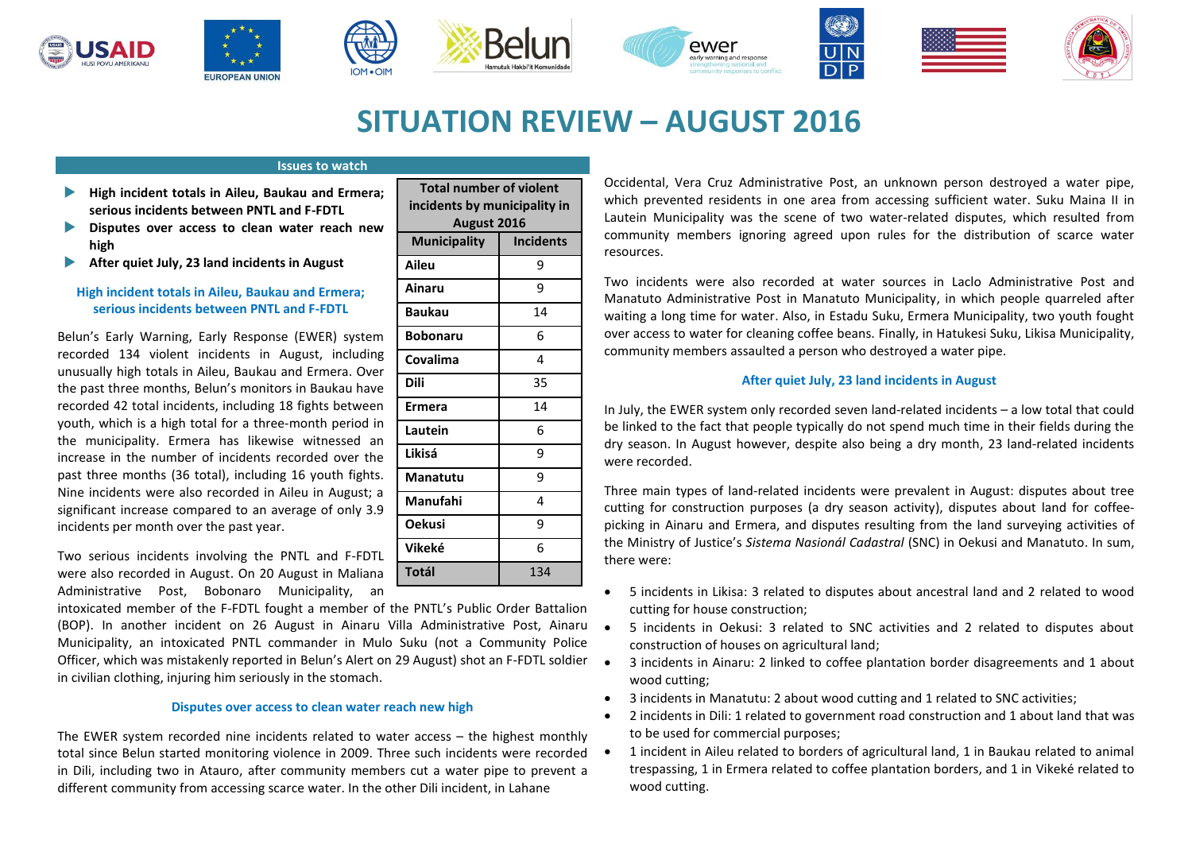# SITUATION REVIEW – AUGUST 2016

**Issues to watch**

- **High incident totals in Aileu, Baukau and Ermera; serious incidents between PNTL and F-FDTL**
- **Disputes over access to clean water reach new high**
- **After quiet July, 23 land incidents in August**

| Total number of violent incidents by municipality in August 2016 | |
|---|---|
| **Municipality** | **Incidents** |
| **Aileu** | 9 |
| **Ainaru** | 9 |
| **Baukau** | 14 |
| **Bobonaru** | 6 |
| **Covalima** | 4 |
| **Dili** | 35 |
| **Ermera** | 14 |
| **Lautein** | 6 |
| **Likisá** | 9 |
| **Manatutu** | 9 |
| **Manufahi** | 4 |
| **Oekusi** | 9 |
| **Vikeké** | 6 |
| **Totál** | 134 |

### High incident totals in Aileu, Baukau and Ermera; serious incidents between PNTL and F-FDTL

Belun's Early Warning, Early Response (EWER) system recorded 134 violent incidents in August, including unusually high totals in Aileu, Baukau and Ermera. Over the past three months, Belun's monitors in Baukau have recorded 42 total incidents, including 18 fights between youth, which is a high total for a three-month period in the municipality. Ermera has likewise witnessed an increase in the number of incidents recorded over the past three months (36 total), including 16 youth fights. Nine incidents were also recorded in Aileu in August; a significant increase compared to an average of only 3.9 incidents per month over the past year.

Two serious incidents involving the PNTL and F-FDTL were also recorded in August. On 20 August in Maliana Administrative Post, Bobonaro Municipality, an intoxicated member of the F-FDTL fought a member of the PNTL's Public Order Battalion (BOP). In another incident on 26 August in Ainaru Villa Administrative Post, Ainaru Municipality, an intoxicated PNTL commander in Mulo Suku (not a Community Police Officer, which was mistakenly reported in Belun's Alert on 29 August) shot an F-FDTL soldier in civilian clothing, injuring him seriously in the stomach.

### Disputes over access to clean water reach new high

The EWER system recorded nine incidents related to water access – the highest monthly total since Belun started monitoring violence in 2009. Three such incidents were recorded in Dili, including two in Atauro, after community members cut a water pipe to prevent a different community from accessing scarce water. In the other Dili incident, in Lahane Occidental, Vera Cruz Administrative Post, an unknown person destroyed a water pipe, which prevented residents in one area from accessing sufficient water. Suku Maina II in Lautein Municipality was the scene of two water-related disputes, which resulted from community members ignoring agreed upon rules for the distribution of scarce water resources.

Two incidents were also recorded at water sources in Laclo Administrative Post and Manatuto Administrative Post in Manatuto Municipality, in which people quarreled after waiting a long time for water. Also, in Estadu Suku, Ermera Municipality, two youth fought over access to water for cleaning coffee beans. Finally, in Hatukesi Suku, Likisa Municipality, community members assaulted a person who destroyed a water pipe.

### After quiet July, 23 land incidents in August

In July, the EWER system only recorded seven land-related incidents – a low total that could be linked to the fact that people typically do not spend much time in their fields during the dry season. In August however, despite also being a dry month, 23 land-related incidents were recorded.

Three main types of land-related incidents were prevalent in August: disputes about tree cutting for construction purposes (a dry season activity), disputes about land for coffee-picking in Ainaru and Ermera, and disputes resulting from the land surveying activities of the Ministry of Justice's *Sistema Nasionál Cadastral* (SNC) in Oekusi and Manatuto. In sum, there were:

- 5 incidents in Likisa: 3 related to disputes about ancestral land and 2 related to wood cutting for house construction;
- 5 incidents in Oekusi: 3 related to SNC activities and 2 related to disputes about construction of houses on agricultural land;
- 3 incidents in Ainaru: 2 linked to coffee plantation border disagreements and 1 about wood cutting;
- 3 incidents in Manatutu: 2 about wood cutting and 1 related to SNC activities;
- 2 incidents in Dili: 1 related to government road construction and 1 about land that was to be used for commercial purposes;
- 1 incident in Aileu related to borders of agricultural land, 1 in Baukau related to animal trespassing, 1 in Ermera related to coffee plantation borders, and 1 in Vikeké related to wood cutting.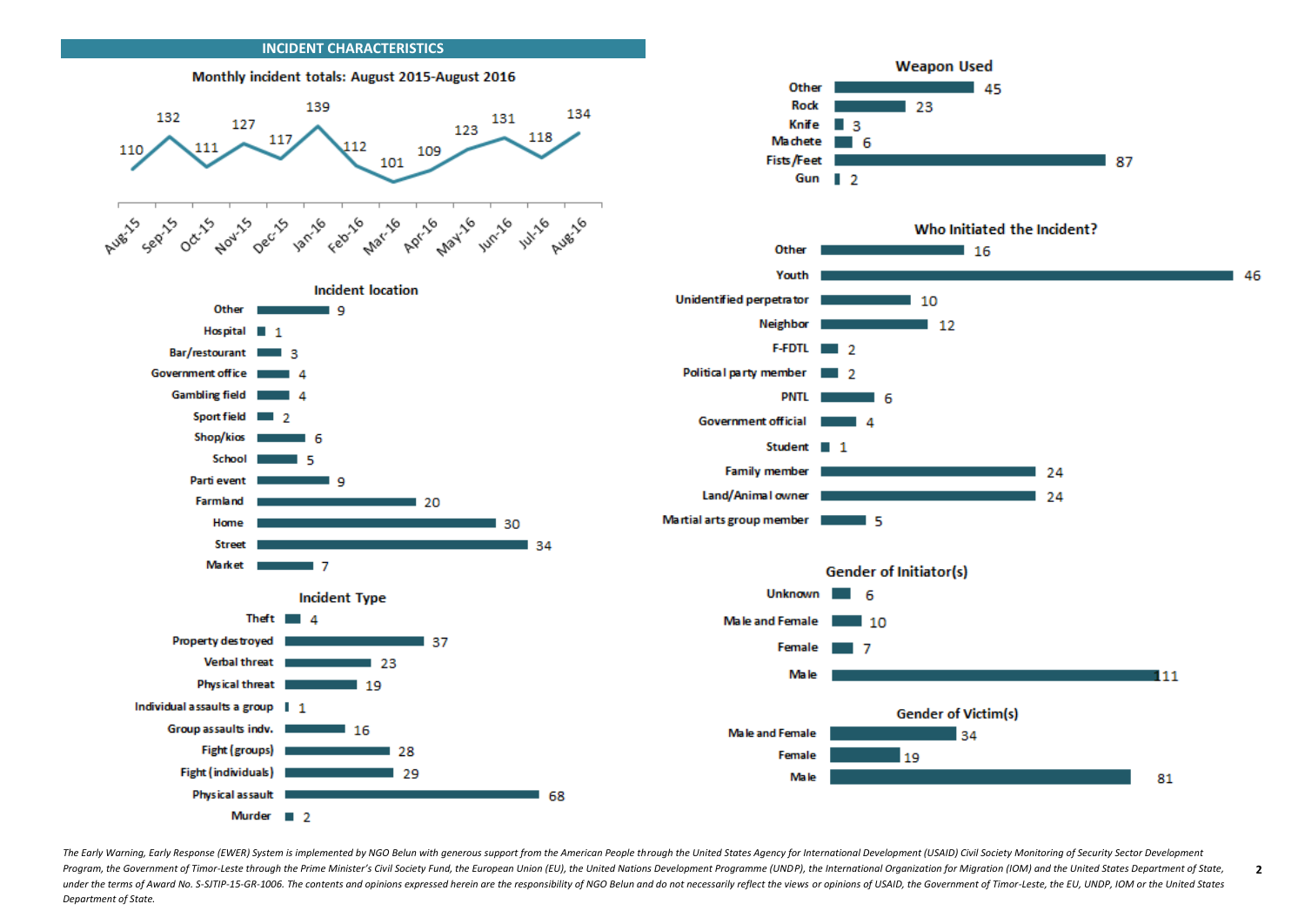## INCIDENT CHARACTERISTICS

### Monthly incident totals: August 2015-August 2016

| Month | Incidents |
|---|---|
| Aug-15 | 110 |
| Sep-15 | 132 |
| Oct-15 | 111 |
| Nov-15 | 127 |
| Dec-15 | 117 |
| Jan-16 | 139 |
| Feb-16 | 112 |
| Mar-16 | 101 |
| Apr-16 | 109 |
| May-16 | 123 |
| Jun-16 | 131 |
| Jul-16 | 118 |
| Aug-16 | 134 |

### Incident location

| Location | Count |
|---|---|
| Other | 9 |
| Hospital | 1 |
| Bar/restourant | 3 |
| Government office | 4 |
| Gambling field | 4 |
| Sport field | 2 |
| Shop/kios | 6 |
| School | 5 |
| Parti event | 9 |
| Farmland | 20 |
| Home | 30 |
| Street | 34 |
| Market | 7 |

### Incident Type

| Type | Count |
|---|---|
| Theft | 4 |
| Property destroyed | 37 |
| Verbal threat | 23 |
| Physical threat | 19 |
| Individual assaults a group | 1 |
| Group assaults indv. | 16 |
| Fight (groups) | 28 |
| Fight (individuals) | 29 |
| Physical assault | 68 |
| Murder | 2 |

### Weapon Used

| Weapon | Count |
|---|---|
| Other | 45 |
| Rock | 23 |
| Knife | 3 |
| Machete | 6 |
| Fists/Feet | 87 |
| Gun | 2 |

### Who Initiated the Incident?

| Initiator | Count |
|---|---|
| Other | 16 |
| Youth | 46 |
| Unidentified perpetrator | 10 |
| Neighbor | 12 |
| F-FDTL | 2 |
| Political party member | 2 |
| PNTL | 6 |
| Government official | 4 |
| Student | 1 |
| Family member | 24 |
| Land/Animal owner | 24 |
| Martial arts group member | 5 |

### Gender of Initiator(s)

| Gender | Count |
|---|---|
| Unknown | 6 |
| Male and Female | 10 |
| Female | 7 |
| Male | 111 |

### Gender of Victim(s)

| Gender | Count |
|---|---|
| Male and Female | 34 |
| Female | 19 |
| Male | 81 |

*The Early Warning, Early Response (EWER) System is implemented by NGO Belun with generous support from the American People through the United States Agency for International Development (USAID) Civil Society Monitoring of Security Sector Development Program, the Government of Timor-Leste through the Prime Minister's Civil Society Fund, the European Union (EU), the United Nations Development Programme (UNDP), the International Organization for Migration (IOM) and the United States Department of State, under the terms of Award No. S-SJTIP-15-GR-1006. The contents and opinions expressed herein are the responsibility of NGO Belun and do not necessarily reflect the views or opinions of USAID, the Government of Timor-Leste, the EU, UNDP, IOM or the United States Department of State.*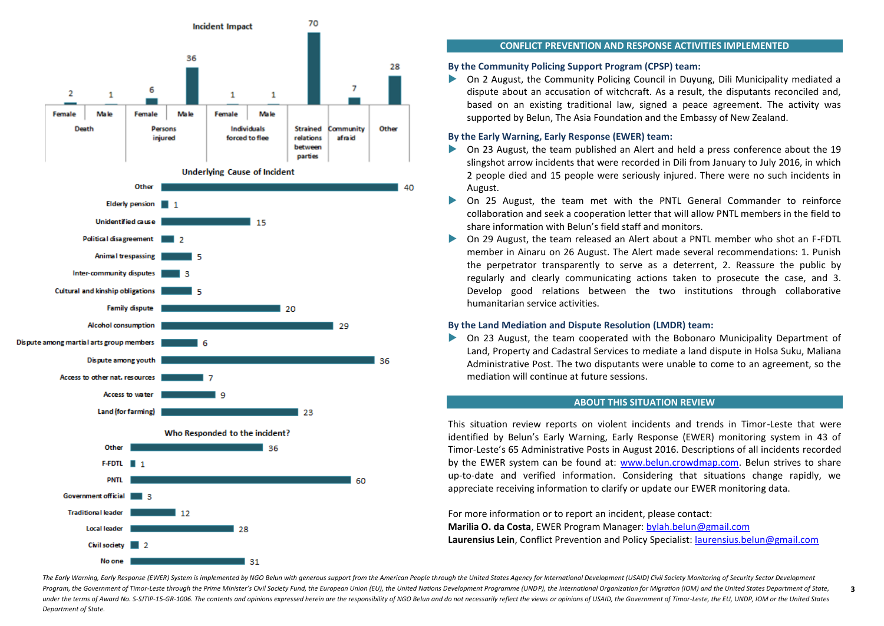Incident Impact

2
1
6
36
1
1
70
7
28

Female
Male
Female
Male
Female
Male

Death
Persons injured
Individuals forced to flee
Strained relations between parties
Community afraid
Other

Underlying Cause of Incident

Other 40
Elderly pension 1
Unidentified cause 15
Political disagreement 2
Animal trespassing 5
Inter-community disputes 3
Cultural and kinship obligations 5
Family dispute 20
Alcohol consumption 29
Dispute among martial arts group members 6
Dispute among youth 36
Access to other nat. resources 7
Access to water 9
Land (for farming) 23

Who Responded to the incident?

Other 36
F-FDTL 1
PNTL 60
Government official 3
Traditional leader 12
Local leader 28
Civil society 2
No one 31

## CONFLICT PREVENTION AND RESPONSE ACTIVITIES IMPLEMENTED

### By the Community Policing Support Program (CPSP) team:

- On 2 August, the Community Policing Council in Duyung, Dili Municipality mediated a dispute about an accusation of witchcraft. As a result, the disputants reconciled and, based on an existing traditional law, signed a peace agreement. The activity was supported by Belun, The Asia Foundation and the Embassy of New Zealand.

### By the Early Warning, Early Response (EWER) team:

- On 23 August, the team published an Alert and held a press conference about the 19 slingshot arrow incidents that were recorded in Dili from January to July 2016, in which 2 people died and 15 people were seriously injured. There were no such incidents in August.
- On 25 August, the team met with the PNTL General Commander to reinforce collaboration and seek a cooperation letter that will allow PNTL members in the field to share information with Belun's field staff and monitors.
- On 29 August, the team released an Alert about a PNTL member who shot an F-FDTL member in Ainaru on 26 August. The Alert made several recommendations: 1. Punish the perpetrator transparently to serve as a deterrent, 2. Reassure the public by regularly and clearly communicating actions taken to prosecute the case, and 3. Develop good relations between the two institutions through collaborative humanitarian service activities.

### By the Land Mediation and Dispute Resolution (LMDR) team:

- On 23 August, the team cooperated with the Bobonaro Municipality Department of Land, Property and Cadastral Services to mediate a land dispute in Holsa Suku, Maliana Administrative Post. The two disputants were unable to come to an agreement, so the mediation will continue at future sessions.

## ABOUT THIS SITUATION REVIEW

This situation review reports on violent incidents and trends in Timor-Leste that were identified by Belun's Early Warning, Early Response (EWER) monitoring system in 43 of Timor-Leste's 65 Administrative Posts in August 2016. Descriptions of all incidents recorded by the EWER system can be found at: [www.belun.crowdmap.com](http://www.belun.crowdmap.com). Belun strives to share up-to-date and verified information. Considering that situations change rapidly, we appreciate receiving information to clarify or update our EWER monitoring data.

For more information or to report an incident, please contact:
**Marilia O. da Costa**, EWER Program Manager: bylah.belun@gmail.com
**Laurensius Lein**, Conflict Prevention and Policy Specialist: laurensius.belun@gmail.com

*The Early Warning, Early Response (EWER) System is implemented by NGO Belun with generous support from the American People through the United States Agency for International Development (USAID) Civil Society Monitoring of Security Sector Development Program, the Government of Timor-Leste through the Prime Minister's Civil Society Fund, the European Union (EU), the United Nations Development Programme (UNDP), the International Organization for Migration (IOM) and the United States Department of State, under the terms of Award No. S-SJTIP-15-GR-1006. The contents and opinions expressed herein are the responsibility of NGO Belun and do not necessarily reflect the views or opinions of USAID, the Government of Timor-Leste, the EU, UNDP, IOM or the United States Department of State.*